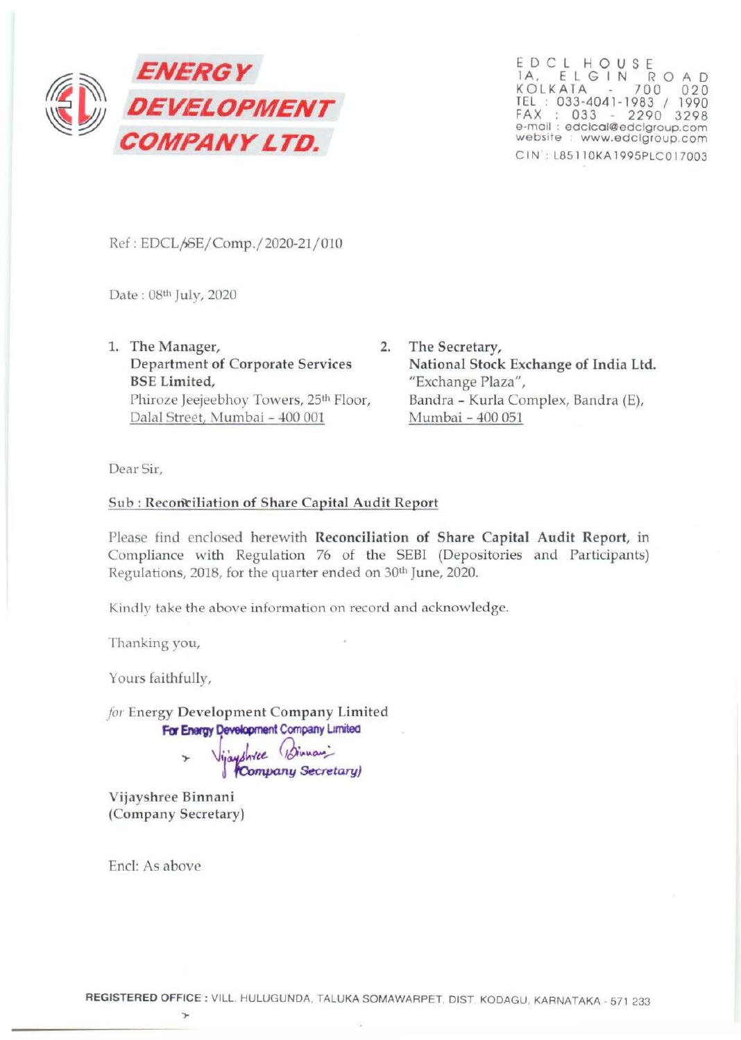# ENERGY DEVELOPMENT COMPANY LTD.

EDCL HOUSE
1A, ELGIN ROAD
KOLKATA - 700 020
TEL : 033-4041-1983 / 1990
FAX : 033 - 2290 3298
e-mail : edclcal@edclgroup.com
website : www.edclgroup.com
CIN : L85110KA1995PLC017003

Ref : EDCL/SE/Comp./2020-21/010

Date : 08th July, 2020

1. The Manager,
   **Department of Corporate Services**
   **BSE Limited,**
   Phiroze Jeejeebhoy Towers, 25th Floor,
   Dalal Street, Mumbai - 400 001

2. The Secretary,
   **National Stock Exchange of India Ltd.**
   "Exchange Plaza",
   Bandra - Kurla Complex, Bandra (E),
   Mumbai - 400 051

Dear Sir,

**Sub : Reconciliation of Share Capital Audit Report**

Please find enclosed herewith **Reconciliation of Share Capital Audit Report**, in Compliance with Regulation 76 of the SEBI (Depositories and Participants) Regulations, 2018, for the quarter ended on 30th June, 2020.

Kindly take the above information on record and acknowledge.

Thanking you,

Yours faithfully,

*for* Energy Development Company Limited

For Energy Development Company Limited

Vijayshree Binnani
(Company Secretary)

Vijayshree Binnani
(Company Secretary)

Encl: As above

REGISTERED OFFICE : VILL. HULUGUNDA, TALUKA SOMAWARPET, DIST. KODAGU, KARNATAKA - 571 233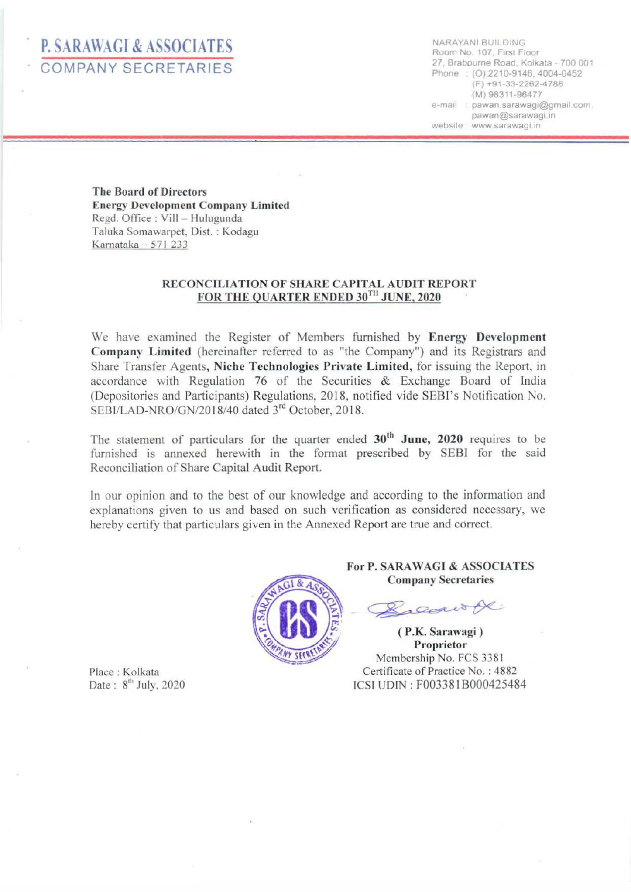# P. SARAWAGI & ASSOCIATES
## COMPANY SECRETARIES

NARAYANI BUILDING
Room No. 107, First Floor
27, Brabourne Road, Kolkata - 700 001
Phone : (O) 2210-9146, 4004-0452
(F) +91-33-2262-4788
(M) 98311-96477
e-mail : pawan.sarawagi@gmail.com, pawan@sarawagi.in
website : www.sarawagi.in

**The Board of Directors**
**Energy Development Company Limited**
Regd. Office : Vill – Hulugunda
Taluka Somawarpet, Dist. : Kodagu
Karnataka – 571 233

**RECONCILIATION OF SHARE CAPITAL AUDIT REPORT**
**FOR THE QUARTER ENDED 30TH JUNE, 2020**

We have examined the Register of Members furnished by **Energy Development Company Limited** (hereinafter referred to as "the Company") and its Registrars and Share Transfer Agents, **Niche Technologies Private Limited,** for issuing the Report, in accordance with Regulation 76 of the Securities & Exchange Board of India (Depositories and Participants) Regulations, 2018, notified vide SEBI's Notification No. SEBI/LAD-NRO/GN/2018/40 dated 3rd October, 2018.

The statement of particulars for the quarter ended **30th June, 2020** requires to be furnished is annexed herewith in the format prescribed by SEBI for the said Reconciliation of Share Capital Audit Report.

In our opinion and to the best of our knowledge and according to the information and explanations given to us and based on such verification as considered necessary, we hereby certify that particulars given in the Annexed Report are true and correct.

**For P. SARAWAGI & ASSOCIATES**
**Company Secretaries**

**( P.K. Sarawagi )**
**Proprietor**
Membership No. FCS 3381
Certificate of Practice No. : 4882
ICSI UDIN : F003381B000425484

Place : Kolkata
Date : 8th July, 2020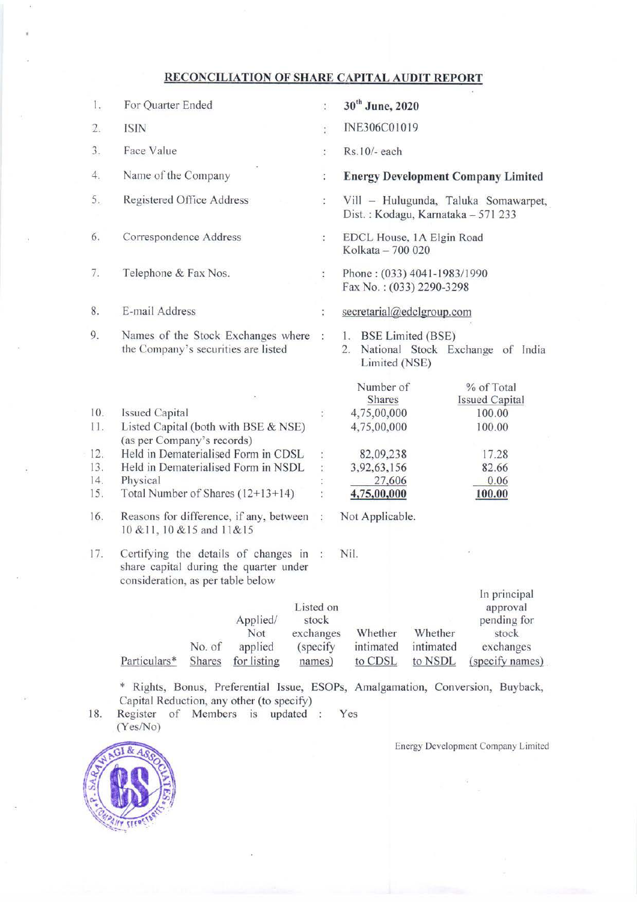## RECONCILIATION OF SHARE CAPITAL AUDIT REPORT

| | | | |
|---|---|---|---|
| 1. | For Quarter Ended | : | **30th June, 2020** |
| 2. | ISIN | : | INE306C01019 |
| 3. | Face Value | : | Rs.10/- each |
| 4. | Name of the Company | : | **Energy Development Company Limited** |
| 5. | Registered Office Address | : | Vill – Hulugunda, Taluka Somawarpet, Dist. : Kodagu, Karnataka – 571 233 |
| 6. | Correspondence Address | : | EDCL House, 1A Elgin Road Kolkata – 700 020 |
| 7. | Telephone & Fax Nos. | : | Phone : (033) 4041-1983/1990 Fax No. : (033) 2290-3298 |
| 8. | E-mail Address | : | secretarial@edclgroup.com |
| 9. | Names of the Stock Exchanges where the Company's securities are listed | : | 1. BSE Limited (BSE) 2. National Stock Exchange of India Limited (NSE) |

| | | | Number of Shares | % of Total Issued Capital |
|---|---|---|---|---|
| 10. | Issued Capital | : | 4,75,00,000 | 100.00 |
| 11. | Listed Capital (both with BSE & NSE) (as per Company's records) | | 4,75,00,000 | 100.00 |
| 12. | Held in Dematerialised Form in CDSL | : | 82,09,238 | 17.28 |
| 13. | Held in Dematerialised Form in NSDL | : | 3,92,63,156 | 82.66 |
| 14. | Physical | : | 27,606 | 0.06 |
| 15. | Total Number of Shares (12+13+14) | : | **4,75,00,000** | **100.00** |

16. Reasons for difference, if any, between 10 &11, 10 &15 and 11&15 : Not Applicable.

17. Certifying the details of changes in share capital during the quarter under consideration, as per table below : Nil.

| Particulars* | No. of Shares | Applied/ Not applied for listing | Listed on stock exchanges (specify names) | Whether intimated to CDSL | Whether intimated to NSDL | In principal approval pending for stock exchanges (specify names) |
|---|---|---|---|---|---|---|

\* Rights, Bonus, Preferential Issue, ESOPs, Amalgamation, Conversion, Buyback, Capital Reduction, any other (to specify)

18. Register of Members is updated (Yes/No) : Yes

Energy Development Company Limited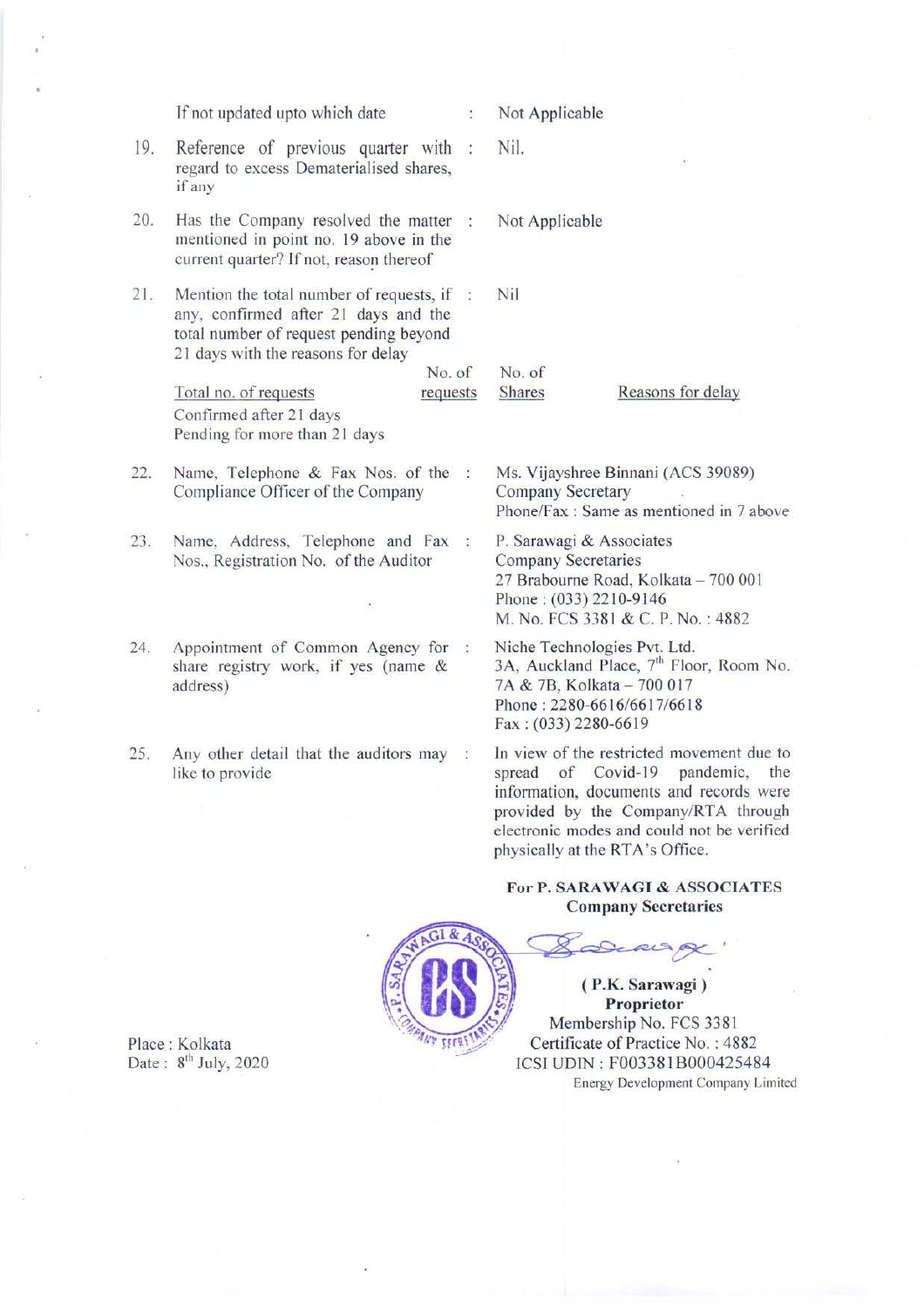| | | | |
|---|---|---|---|
| | If not updated upto which date | : | Not Applicable |
| 19. | Reference of previous quarter with regard to excess Dematerialised shares, if any | : | Nil. |
| 20. | Has the Company resolved the matter mentioned in point no. 19 above in the current quarter? If not, reason thereof | : | Not Applicable |
| 21. | Mention the total number of requests, if any, confirmed after 21 days and the total number of request pending beyond 21 days with the reasons for delay | : | Nil |

| Total no. of requests | No. of requests | No. of Shares | Reasons for delay |
|---|---|---|---|
| Confirmed after 21 days | | | |
| Pending for more than 21 days | | | |

| | | | |
|---|---|---|---|
| 22. | Name, Telephone & Fax Nos. of the Compliance Officer of the Company | : | Ms. Vijayshree Binnani (ACS 39089)<br>Company Secretary<br>Phone/Fax : Same as mentioned in 7 above |
| 23. | Name, Address, Telephone and Fax Nos., Registration No. of the Auditor | : | P. Sarawagi & Associates<br>Company Secretaries<br>27 Brabourne Road, Kolkata – 700 001<br>Phone : (033) 2210-9146<br>M. No. FCS 3381 & C. P. No. : 4882 |
| 24. | Appointment of Common Agency for share registry work, if yes (name & address) | : | Niche Technologies Pvt. Ltd.<br>3A, Auckland Place, 7th Floor, Room No. 7A & 7B, Kolkata – 700 017<br>Phone : 2280-6616/6617/6618<br>Fax : (033) 2280-6619 |
| 25. | Any other detail that the auditors may like to provide | : | In view of the restricted movement due to spread of Covid-19 pandemic, the information, documents and records were provided by the Company/RTA through electronic modes and could not be verified physically at the RTA's Office. |

**For P. SARAWAGI & ASSOCIATES**
**Company Secretaries**

**( P.K. Sarawagi )**
**Proprietor**
Membership No. FCS 3381
Certificate of Practice No. : 4882
ICSI UDIN : F003381B000425484

Place : Kolkata
Date : 8th July, 2020

Energy Development Company Limited